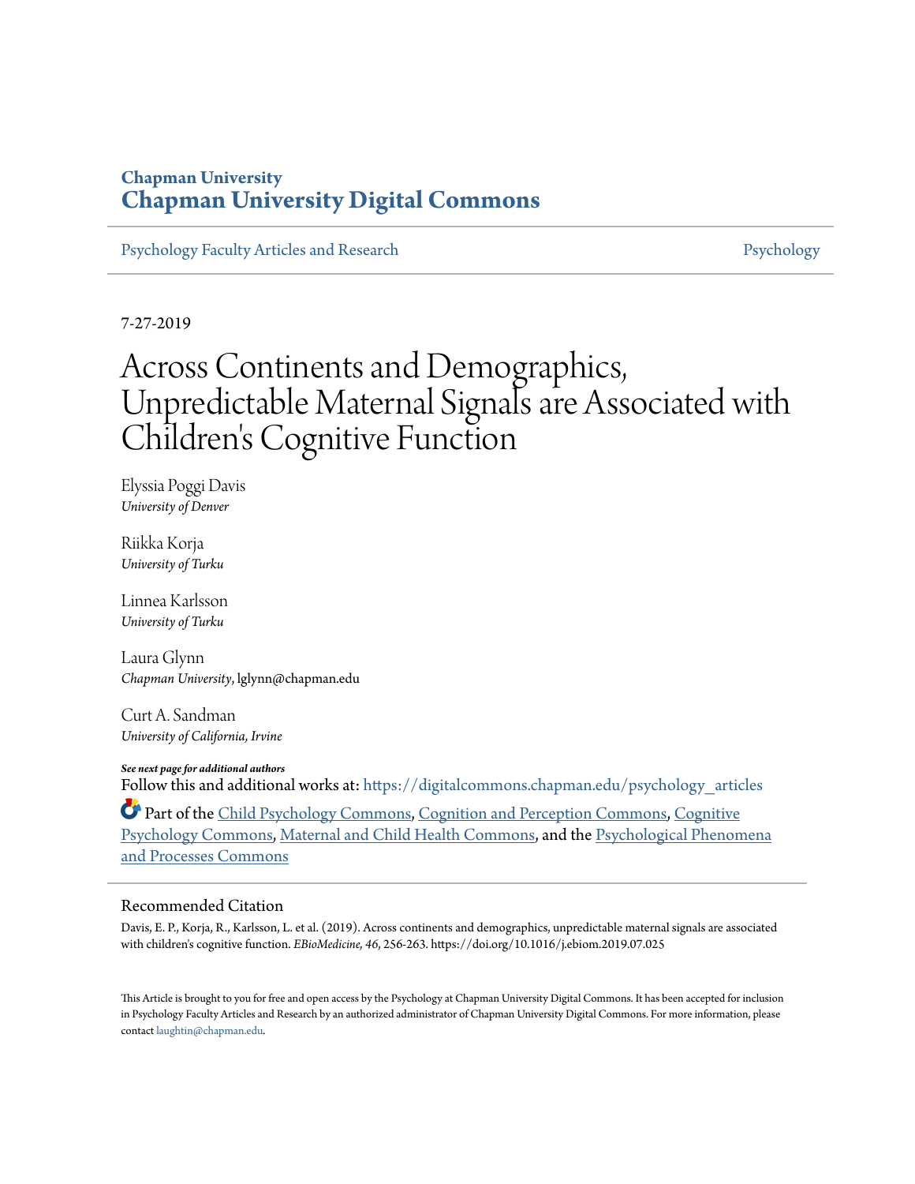# Chapman University
# Chapman University Digital Commons

Psychology Faculty Articles and Research

Psychology

7-27-2019

# Across Continents and Demographics, Unpredictable Maternal Signals are Associated with Children's Cognitive Function

Elyssia Poggi Davis
*University of Denver*

Riikka Korja
*University of Turku*

Linnea Karlsson
*University of Turku*

Laura Glynn
*Chapman University*, lglynn@chapman.edu

Curt A. Sandman
*University of California, Irvine*

***See next page for additional authors***

Follow this and additional works at: https://digitalcommons.chapman.edu/psychology_articles

Part of the Child Psychology Commons, Cognition and Perception Commons, Cognitive Psychology Commons, Maternal and Child Health Commons, and the Psychological Phenomena and Processes Commons

## Recommended Citation

Davis, E. P., Korja, R., Karlsson, L. et al. (2019). Across continents and demographics, unpredictable maternal signals are associated with children's cognitive function. *EBioMedicine, 46*, 256-263. https://doi.org/10.1016/j.ebiom.2019.07.025

This Article is brought to you for free and open access by the Psychology at Chapman University Digital Commons. It has been accepted for inclusion in Psychology Faculty Articles and Research by an authorized administrator of Chapman University Digital Commons. For more information, please contact laughtin@chapman.edu.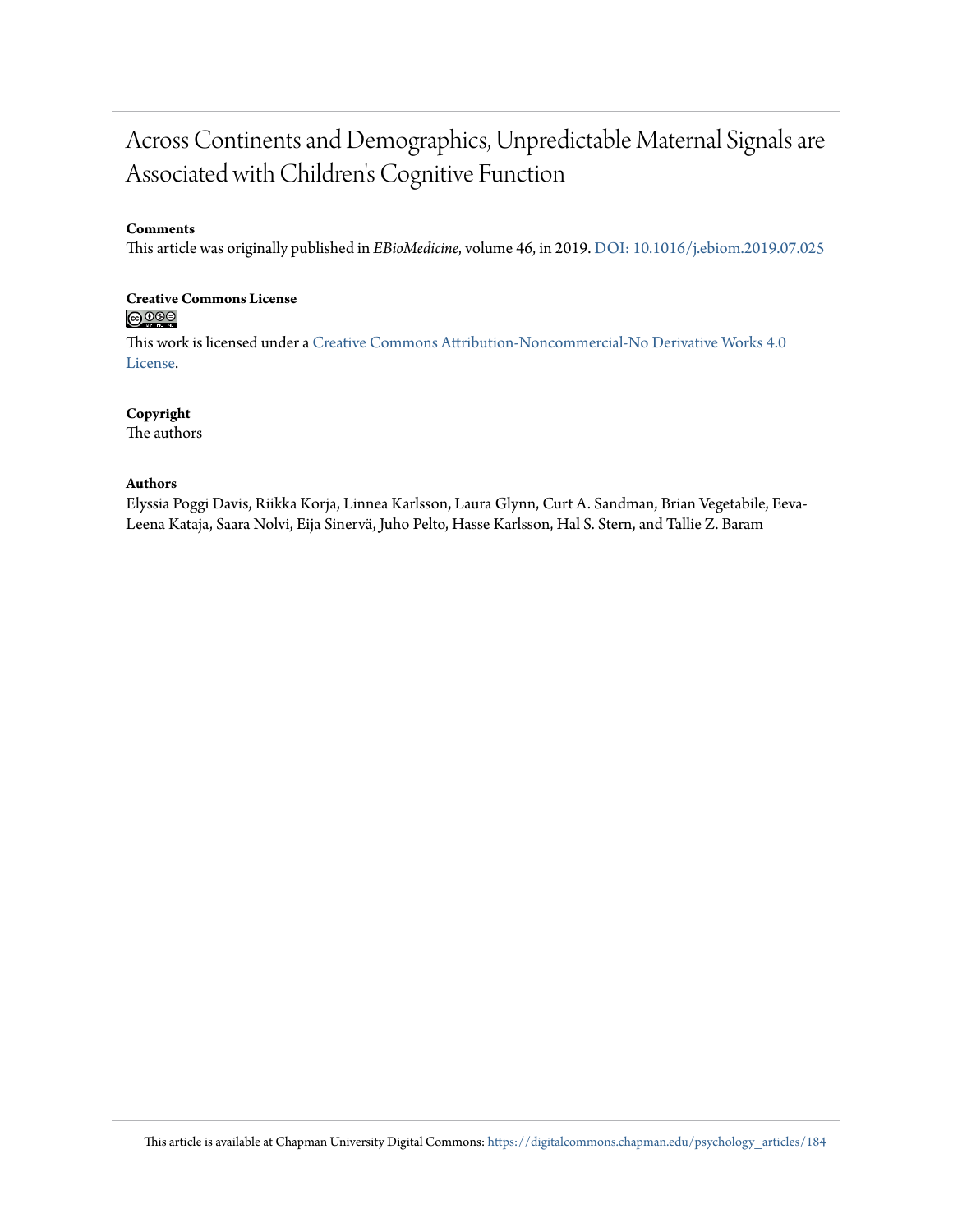# Across Continents and Demographics, Unpredictable Maternal Signals are Associated with Children's Cognitive Function

**Comments**

This article was originally published in *EBioMedicine*, volume 46, in 2019. DOI: 10.1016/j.ebiom.2019.07.025

**Creative Commons License**

This work is licensed under a Creative Commons Attribution-Noncommercial-No Derivative Works 4.0 License.

**Copyright**

The authors

**Authors**

Elyssia Poggi Davis, Riikka Korja, Linnea Karlsson, Laura Glynn, Curt A. Sandman, Brian Vegetabile, Eeva-Leena Kataja, Saara Nolvi, Eija Sinervä, Juho Pelto, Hasse Karlsson, Hal S. Stern, and Tallie Z. Baram

This article is available at Chapman University Digital Commons: https://digitalcommons.chapman.edu/psychology_articles/184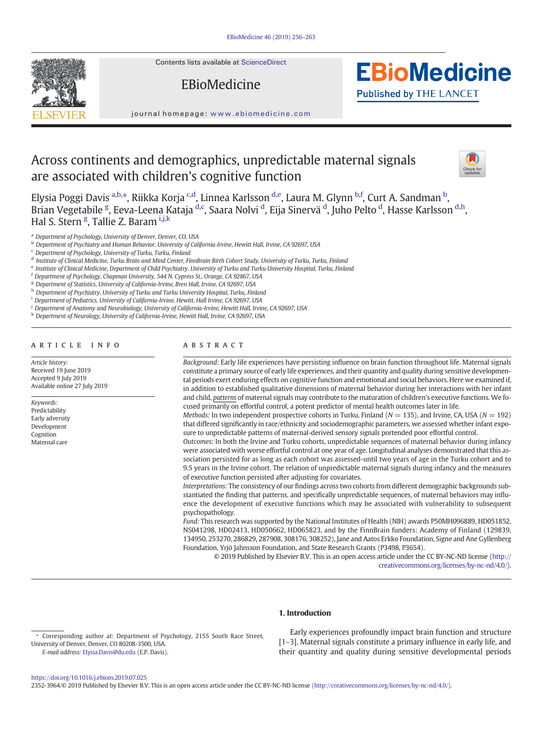# Across continents and demographics, unpredictable maternal signals are associated with children's cognitive function

Elysia Poggi Davis [a,b,*], Riikka Korja [c,d], Linnea Karlsson [d,e], Laura M. Glynn [b,f], Curt A. Sandman [b], Brian Vegetabile [g], Eeva-Leena Kataja [d,c], Saara Nolvi [d], Eija Sinervä [d], Juho Pelto [d], Hasse Karlsson [d,h], Hal S. Stern [g], Tallie Z. Baram [i,j,k]

[a] Department of Psychology, University of Denver, Denver, CO, USA
[b] Department of Psychiatry and Human Behavior, University of California-Irvine, Hewitt Hall, Irvine, CA 92697, USA
[c] Department of Psychology, University of Turku, Turku, Finland
[d] Institute of Clinical Medicine, Turku Brain and Mind Center, FinnBrain Birth Cohort Study, University of Turku, Turku, Finland
[e] Institute of Clinical Medicine, Department of Child Psychiatry, University of Turku and Turku University Hospital, Turku, Finland
[f] Department of Psychology, Chapman University, 544 N. Cypress St., Orange, CA 92867, USA
[g] Department of Statistics, University of California-Irvine, Bren Hall, Irvine, CA 92697, USA
[h] Department of Psychiatry, University of Turku and Turku University Hospital, Turku, Finland
[i] Department of Pediatrics, University of California-Irvine, Hewitt, Hall Irvine, CA 92697, USA
[j] Department of Anatomy and Neurobiology, University of California-Irvine, Hewitt Hall, Irvine, CA 92697, USA
[k] Department of Neurology, University of California-Irvine, Hewitt Hall, Irvine, CA 92697, USA

## ARTICLE INFO

*Article history:*
Received 19 June 2019
Accepted 9 July 2019
Available online 27 July 2019

*Keywords:*
Predictability
Early adversity
Development
Cognition
Maternal care

## ABSTRACT

*Background:* Early life experiences have persisting influence on brain function throughout life. Maternal signals constitute a primary source of early life experiences, and their quantity and quality during sensitive developmental periods exert enduring effects on cognitive function and emotional and social behaviors. Here we examined if, in addition to established qualitative dimensions of maternal behavior during her interactions with her infant and child, *patterns* of maternal signals may contribute to the maturation of children's executive functions. We focused primarily on effortful control, a potent predictor of mental health outcomes later in life.

*Methods:* In two independent prospective cohorts in Turku, Finland ($N = 135$), and Irvine, CA, USA ($N = 192$) that differed significantly in race/ethnicity and sociodemographic parameters, we assessed whether infant exposure to unpredictable patterns of maternal-derived sensory signals portended poor effortful control.

*Outcomes:* In both the Irvine and Turku cohorts, unpredictable sequences of maternal behavior during infancy were associated with worse effortful control at one year of age. Longitudinal analyses demonstrated that this association persisted for as long as each cohort was assessed-until two years of age in the Turku cohort and to 9.5 years in the Irvine cohort. The relation of unpredictable maternal signals during infancy and the measures of executive function persisted after adjusting for covariates.

*Interpretations:* The consistency of our findings across two cohorts from different demographic backgrounds substantiated the finding that patterns, and specifically unpredictable sequences, of maternal behaviors may influence the development of executive functions which may be associated with vulnerability to subsequent psychopathology.

*Fund:* This research was supported by the National Institutes of Health (NIH) awards P50MH096889, HD051852, NS041298, HD02413, HD050662, HD065823, and by the FinnBrain funders: Academy of Finland (129839, 134950, 253270, 286829, 287908, 308176, 308252), Jane and Aatos Erkko Foundation, Signe and Ane Gyllenberg Foundation, Yrjö Jahnsson Foundation, and State Research Grants (P3498, P3654).

© 2019 Published by Elsevier B.V. This is an open access article under the CC BY-NC-ND license (http://creativecommons.org/licenses/by-nc-nd/4.0/).

## 1. Introduction

Early experiences profoundly impact brain function and structure [1–3]. Maternal signals constitute a primary influence in early life, and their quantity and quality during sensitive developmental periods

\* Corresponding author at: Department of Psychology, 2155 South Race Street, University of Denver, Denver, CO 80208-3500, USA.
*E-mail address:* Elysia.Davis@du.edu (E.P. Davis).

https://doi.org/10.1016/j.ebiom.2019.07.025
2352-3964/© 2019 Published by Elsevier B.V. This is an open access article under the CC BY-NC-ND license (http://creativecommons.org/licenses/by-nc-nd/4.0/).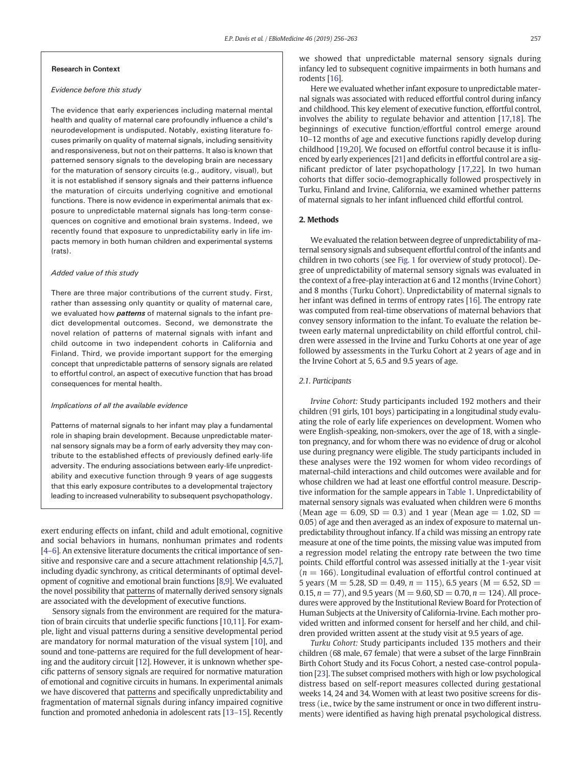**Research in Context**

*Evidence before this study*

The evidence that early experiences including maternal mental health and quality of maternal care profoundly influence a child's neurodevelopment is undisputed. Notably, existing literature focuses primarily on quality of maternal signals, including sensitivity and responsiveness, but not on their patterns. It also is known that patterned sensory signals to the developing brain are necessary for the maturation of sensory circuits (e.g., auditory, visual), but it is not established if sensory signals and their patterns influence the maturation of circuits underlying cognitive and emotional functions. There is now evidence in experimental animals that exposure to unpredictable maternal signals has long-term consequences on cognitive and emotional brain systems. Indeed, we recently found that exposure to unpredictability early in life impacts memory in both human children and experimental systems (rats).

*Added value of this study*

There are three major contributions of the current study. First, rather than assessing only quality or quality of maternal care, we evaluated how ***patterns*** of maternal signals to the infant predict developmental outcomes. Second, we demonstrate the novel relation of patterns of maternal signals with infant and child outcome in two independent cohorts in California and Finland. Third, we provide important support for the emerging concept that unpredictable patterns of sensory signals are related to effortful control, an aspect of executive function that has broad consequences for mental health.

*Implications of all the available evidence*

Patterns of maternal signals to her infant may play a fundamental role in shaping brain development. Because unpredictable maternal sensory signals may be a form of early adversity they may contribute to the established effects of previously defined early-life adversity. The enduring associations between early-life unpredictability and executive function through 9 years of age suggests that this early exposure contributes to a developmental trajectory leading to increased vulnerability to subsequent psychopathology.

exert enduring effects on infant, child and adult emotional, cognitive and social behaviors in humans, nonhuman primates and rodents [4–6]. An extensive literature documents the critical importance of sensitive and responsive care and a secure attachment relationship [4,5,7], including dyadic synchrony, as critical determinants of optimal development of cognitive and emotional brain functions [8,9]. We evaluated the novel possibility that patterns of maternally derived sensory signals are associated with the development of executive functions.

Sensory signals from the environment are required for the maturation of brain circuits that underlie specific functions [10,11]. For example, light and visual patterns during a sensitive developmental period are mandatory for normal maturation of the visual system [10], and sound and tone-patterns are required for the full development of hearing and the auditory circuit [12]. However, it is unknown whether specific patterns of sensory signals are required for normative maturation of emotional and cognitive circuits in humans. In experimental animals we have discovered that patterns and specifically unpredictability and fragmentation of maternal signals during infancy impaired cognitive function and promoted anhedonia in adolescent rats [13–15]. Recently we showed that unpredictable maternal sensory signals during infancy led to subsequent cognitive impairments in both humans and rodents [16].

Here we evaluated whether infant exposure to unpredictable maternal signals was associated with reduced effortful control during infancy and childhood. This key element of executive function, effortful control, involves the ability to regulate behavior and attention [17,18]. The beginnings of executive function/effortful control emerge around 10–12 months of age and executive functions rapidly develop during childhood [19,20]. We focused on effortful control because it is influenced by early experiences [21] and deficits in effortful control are a significant predictor of later psychopathology [17,22]. In two human cohorts that differ socio-demographically followed prospectively in Turku, Finland and Irvine, California, we examined whether patterns of maternal signals to her infant influenced child effortful control.

## 2. Methods

We evaluated the relation between degree of unpredictability of maternal sensory signals and subsequent effortful control of the infants and children in two cohorts (see Fig. 1 for overview of study protocol). Degree of unpredictability of maternal sensory signals was evaluated in the context of a free-play interaction at 6 and 12 months (Irvine Cohort) and 8 months (Turku Cohort). Unpredictability of maternal signals to her infant was defined in terms of entropy rates [16]. The entropy rate was computed from real-time observations of maternal behaviors that convey sensory information to the infant. To evaluate the relation between early maternal unpredictability on child effortful control, children were assessed in the Irvine and Turku Cohorts at one year of age followed by assessments in the Turku Cohort at 2 years of age and in the Irvine Cohort at 5, 6.5 and 9.5 years of age.

### 2.1. Participants

*Irvine Cohort:* Study participants included 192 mothers and their children (91 girls, 101 boys) participating in a longitudinal study evaluating the role of early life experiences on development. Women who were English-speaking, non-smokers, over the age of 18, with a singleton pregnancy, and for whom there was no evidence of drug or alcohol use during pregnancy were eligible. The study participants included in these analyses were the 192 women for whom video recordings of maternal-child interactions and child outcomes were available and for whose children we had at least one effortful control measure. Descriptive information for the sample appears in Table 1. Unpredictability of maternal sensory signals was evaluated when children were 6 months (Mean age = 6.09, SD = 0.3) and 1 year (Mean age = 1.02, SD = 0.05) of age and then averaged as an index of exposure to maternal unpredictability throughout infancy. If a child was missing an entropy rate measure at one of the time points, the missing value was imputed from a regression model relating the entropy rate between the two time points. Child effortful control was assessed initially at the 1-year visit ($n = 166$). Longitudinal evaluation of effortful control continued at 5 years (M = 5.28, SD = 0.49, $n = 115$), 6.5 years (M = 6.52, SD = 0.15, $n = 77$), and 9.5 years (M = 9.60, SD = 0.70, $n = 124$). All procedures were approved by the Institutional Review Board for Protection of Human Subjects at the University of California-Irvine. Each mother provided written and informed consent for herself and her child, and children provided written assent at the study visit at 9.5 years of age.

*Turku Cohort:* Study participants included 135 mothers and their children (68 male, 67 female) that were a subset of the large FinnBrain Birth Cohort Study and its Focus Cohort, a nested case-control population [23]. The subset comprised mothers with high or low psychological distress based on self-report measures collected during gestational weeks 14, 24 and 34. Women with at least two positive screens for distress (i.e., twice by the same instrument or once in two different instruments) were identified as having high prenatal psychological distress.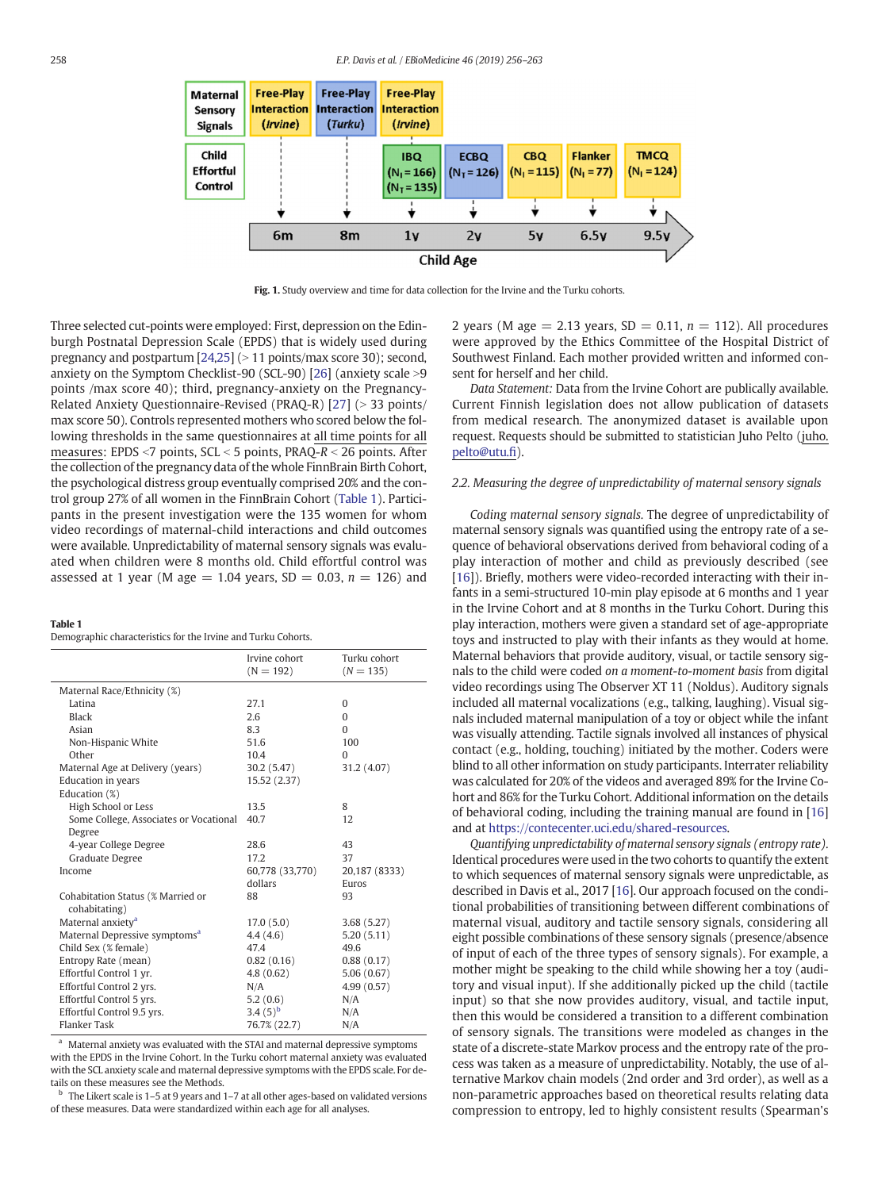Fig. 1. Study overview and time for data collection for the Irvine and the Turku cohorts.

Three selected cut-points were employed: First, depression on the Edinburgh Postnatal Depression Scale (EPDS) that is widely used during pregnancy and postpartum [24,25] (> 11 points/max score 30); second, anxiety on the Symptom Checklist-90 (SCL-90) [26] (anxiety scale >9 points /max score 40); third, pregnancy-anxiety on the Pregnancy-Related Anxiety Questionnaire-Revised (PRAQ-R) [27] (> 33 points/max score 50). Controls represented mothers who scored below the following thresholds in the same questionnaires at all time points for all measures: EPDS <7 points, SCL < 5 points, PRAQ-R < 26 points. After the collection of the pregnancy data of the whole FinnBrain Birth Cohort, the psychological distress group eventually comprised 20% and the control group 27% of all women in the FinnBrain Cohort (Table 1). Participants in the present investigation were the 135 women for whom video recordings of maternal-child interactions and child outcomes were available. Unpredictability of maternal sensory signals was evaluated when children were 8 months old. Child effortful control was assessed at 1 year (M age = 1.04 years, SD = 0.03, $n$ = 126) and 2 years (M age = 2.13 years, SD = 0.11, $n$ = 112). All procedures were approved by the Ethics Committee of the Hospital District of Southwest Finland. Each mother provided written and informed consent for herself and her child.

*Data Statement:* Data from the Irvine Cohort are publically available. Current Finnish legislation does not allow publication of datasets from medical research. The anonymized dataset is available upon request. Requests should be submitted to statistician Juho Pelto (juho.pelto@utu.fi).

**Table 1**
Demographic characteristics for the Irvine and Turku Cohorts.

| | Irvine cohort (N = 192) | Turku cohort (N = 135) |
|---|---|---|
| Maternal Race/Ethnicity (%) | | |
| Latina | 27.1 | 0 |
| Black | 2.6 | 0 |
| Asian | 8.3 | 0 |
| Non-Hispanic White | 51.6 | 100 |
| Other | 10.4 | 0 |
| Maternal Age at Delivery (years) | 30.2 (5.47) | 31.2 (4.07) |
| Education in years | 15.52 (2.37) | |
| Education (%) | | |
| High School or Less | 13.5 | 8 |
| Some College, Associates or Vocational Degree | 40.7 | 12 |
| 4-year College Degree | 28.6 | 43 |
| Graduate Degree | 17.2 | 37 |
| Income | 60,778 (33,770) dollars | 20,187 (8333) Euros |
| Cohabitation Status (% Married or cohabitating) | 88 | 93 |
| Maternal anxiety[a] | 17.0 (5.0) | 3.68 (5.27) |
| Maternal Depressive symptoms[a] | 4.4 (4.6) | 5.20 (5.11) |
| Child Sex (% female) | 47.4 | 49.6 |
| Entropy Rate (mean) | 0.82 (0.16) | 0.88 (0.17) |
| Effortful Control 1 yr. | 4.8 (0.62) | 5.06 (0.67) |
| Effortful Control 2 yrs. | N/A | 4.99 (0.57) |
| Effortful Control 5 yrs. | 5.2 (0.6) | N/A |
| Effortful Control 9.5 yrs. | 3.4 (5)[b] | N/A |
| Flanker Task | 76.7% (22.7) | N/A |

[a] Maternal anxiety was evaluated with the STAI and maternal depressive symptoms with the EPDS in the Irvine Cohort. In the Turku cohort maternal anxiety was evaluated with the SCL anxiety scale and maternal depressive symptoms with the EPDS scale. For details on these measures see the Methods.

[b] The Likert scale is 1–5 at 9 years and 1–7 at all other ages-based on validated versions of these measures. Data were standardized within each age for all analyses.

### 2.2. Measuring the degree of unpredictability of maternal sensory signals

*Coding maternal sensory signals.* The degree of unpredictability of maternal sensory signals was quantified using the entropy rate of a sequence of behavioral observations derived from behavioral coding of a play interaction of mother and child as previously described (see [16]). Briefly, mothers were video-recorded interacting with their infants in a semi-structured 10-min play episode at 6 months and 1 year in the Irvine Cohort and at 8 months in the Turku Cohort. During this play interaction, mothers were given a standard set of age-appropriate toys and instructed to play with their infants as they would at home. Maternal behaviors that provide auditory, visual, or tactile sensory signals to the child were coded *on a moment-to-moment basis* from digital video recordings using The Observer XT 11 (Noldus). Auditory signals included all maternal vocalizations (e.g., talking, laughing). Visual signals included maternal manipulation of a toy or object while the infant was visually attending. Tactile signals involved all instances of physical contact (e.g., holding, touching) initiated by the mother. Coders were blind to all other information on study participants. Interrater reliability was calculated for 20% of the videos and averaged 89% for the Irvine Cohort and 86% for the Turku Cohort. Additional information on the details of behavioral coding, including the training manual are found in [16] and at https://contecenter.uci.edu/shared-resources.

*Quantifying unpredictability of maternal sensory signals (entropy rate).* Identical procedures were used in the two cohorts to quantify the extent to which sequences of maternal sensory signals were unpredictable, as described in Davis et al., 2017 [16]. Our approach focused on the conditional probabilities of transitioning between different combinations of maternal visual, auditory and tactile sensory signals, considering all eight possible combinations of these sensory signals (presence/absence of input of each of the three types of sensory signals). For example, a mother might be speaking to the child while showing her a toy (auditory and visual input). If she additionally picked up the child (tactile input) so that she now provides auditory, visual, and tactile input, then this would be considered a transition to a different combination of sensory signals. The transitions were modeled as changes in the state of a discrete-state Markov process and the entropy rate of the process was taken as a measure of unpredictability. Notably, the use of alternative Markov chain models (2nd order and 3rd order), as well as a non-parametric approaches based on theoretical results relating data compression to entropy, led to highly consistent results (Spearman's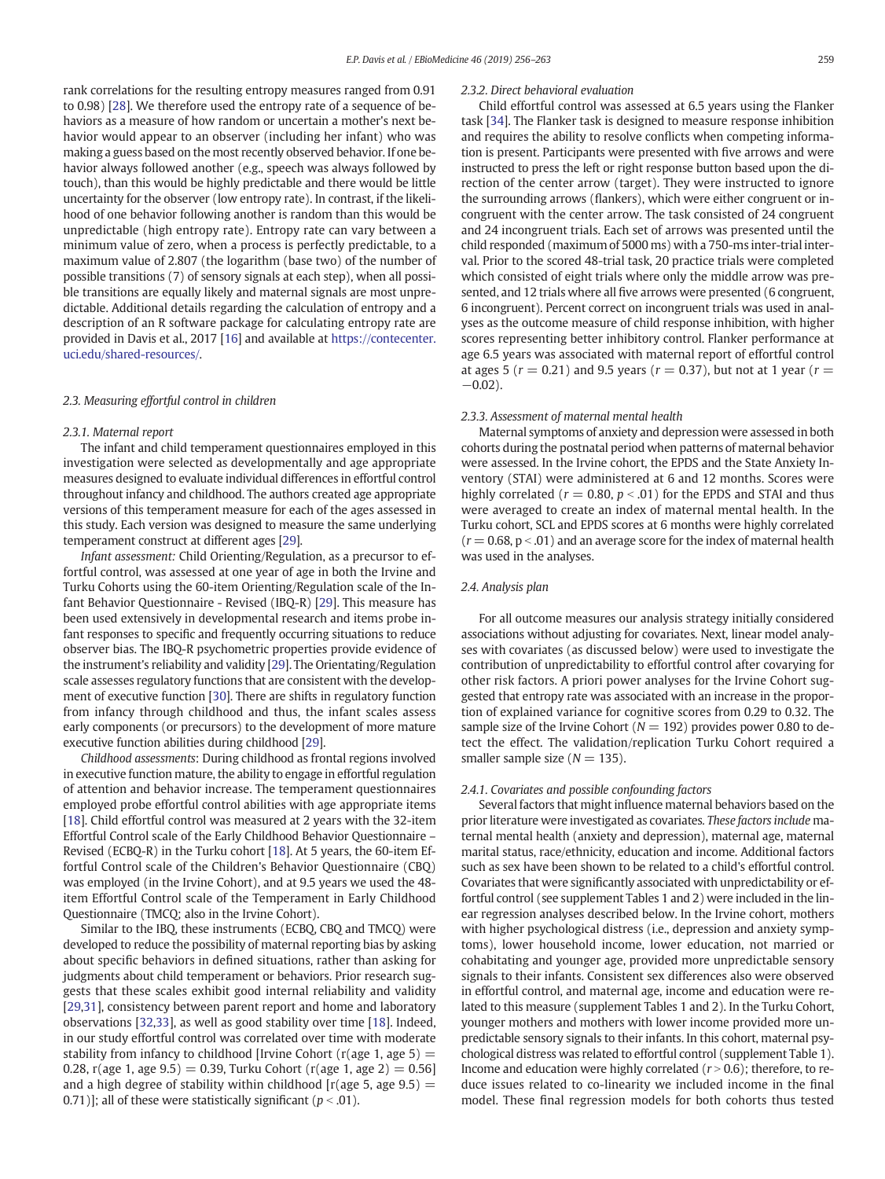rank correlations for the resulting entropy measures ranged from 0.91 to 0.98) [28]. We therefore used the entropy rate of a sequence of behaviors as a measure of how random or uncertain a mother's next behavior would appear to an observer (including her infant) who was making a guess based on the most recently observed behavior. If one behavior always followed another (e.g., speech was always followed by touch), than this would be highly predictable and there would be little uncertainty for the observer (low entropy rate). In contrast, if the likelihood of one behavior following another is random than this would be unpredictable (high entropy rate). Entropy rate can vary between a minimum value of zero, when a process is perfectly predictable, to a maximum value of 2.807 (the logarithm (base two) of the number of possible transitions (7) of sensory signals at each step), when all possible transitions are equally likely and maternal signals are most unpredictable. Additional details regarding the calculation of entropy and a description of an R software package for calculating entropy rate are provided in Davis et al., 2017 [16] and available at https://contecenter.uci.edu/shared-resources/.

### 2.3. Measuring effortful control in children

#### 2.3.1. Maternal report

The infant and child temperament questionnaires employed in this investigation were selected as developmentally and age appropriate measures designed to evaluate individual differences in effortful control throughout infancy and childhood. The authors created age appropriate versions of this temperament measure for each of the ages assessed in this study. Each version was designed to measure the same underlying temperament construct at different ages [29].

*Infant assessment:* Child Orienting/Regulation, as a precursor to effortful control, was assessed at one year of age in both the Irvine and Turku Cohorts using the 60-item Orienting/Regulation scale of the Infant Behavior Questionnaire - Revised (IBQ-R) [29]. This measure has been used extensively in developmental research and items probe infant responses to specific and frequently occurring situations to reduce observer bias. The IBQ-R psychometric properties provide evidence of the instrument's reliability and validity [29]. The Orientating/Regulation scale assesses regulatory functions that are consistent with the development of executive function [30]. There are shifts in regulatory function from infancy through childhood and thus, the infant scales assess early components (or precursors) to the development of more mature executive function abilities during childhood [29].

*Childhood assessments*: During childhood as frontal regions involved in executive function mature, the ability to engage in effortful regulation of attention and behavior increase. The temperament questionnaires employed probe effortful control abilities with age appropriate items [18]. Child effortful control was measured at 2 years with the 32-item Effortful Control scale of the Early Childhood Behavior Questionnaire – Revised (ECBQ-R) in the Turku cohort [18]. At 5 years, the 60-item Effortful Control scale of the Children's Behavior Questionnaire (CBQ) was employed (in the Irvine Cohort), and at 9.5 years we used the 48-item Effortful Control scale of the Temperament in Early Childhood Questionnaire (TMCQ; also in the Irvine Cohort).

Similar to the IBQ, these instruments (ECBQ, CBQ and TMCQ) were developed to reduce the possibility of maternal reporting bias by asking about specific behaviors in defined situations, rather than asking for judgments about child temperament or behaviors. Prior research suggests that these scales exhibit good internal reliability and validity [29,31], consistency between parent report and home and laboratory observations [32,33], as well as good stability over time [18]. Indeed, in our study effortful control was correlated over time with moderate stability from infancy to childhood [Irvine Cohort (r(age 1, age 5) = 0.28, r(age 1, age 9.5) = 0.39, Turku Cohort (r(age 1, age 2) = 0.56] and a high degree of stability within childhood [r(age 5, age 9.5) = 0.71)]; all of these were statistically significant ($p < .01$).

#### 2.3.2. Direct behavioral evaluation

Child effortful control was assessed at 6.5 years using the Flanker task [34]. The Flanker task is designed to measure response inhibition and requires the ability to resolve conflicts when competing information is present. Participants were presented with five arrows and were instructed to press the left or right response button based upon the direction of the center arrow (target). They were instructed to ignore the surrounding arrows (flankers), which were either congruent or incongruent with the center arrow. The task consisted of 24 congruent and 24 incongruent trials. Each set of arrows was presented until the child responded (maximum of 5000 ms) with a 750-ms inter-trial interval. Prior to the scored 48-trial task, 20 practice trials were completed which consisted of eight trials where only the middle arrow was presented, and 12 trials where all five arrows were presented (6 congruent, 6 incongruent). Percent correct on incongruent trials was used in analyses as the outcome measure of child response inhibition, with higher scores representing better inhibitory control. Flanker performance at age 6.5 years was associated with maternal report of effortful control at ages 5 ($r = 0.21$) and 9.5 years ($r = 0.37$), but not at 1 year ($r = -0.02$).

#### 2.3.3. Assessment of maternal mental health

Maternal symptoms of anxiety and depression were assessed in both cohorts during the postnatal period when patterns of maternal behavior were assessed. In the Irvine cohort, the EPDS and the State Anxiety Inventory (STAI) were administered at 6 and 12 months. Scores were highly correlated ($r = 0.80$, $p < .01$) for the EPDS and STAI and thus were averaged to create an index of maternal mental health. In the Turku cohort, SCL and EPDS scores at 6 months were highly correlated ($r = 0.68$, $p < .01$) and an average score for the index of maternal health was used in the analyses.

### 2.4. Analysis plan

For all outcome measures our analysis strategy initially considered associations without adjusting for covariates. Next, linear model analyses with covariates (as discussed below) were used to investigate the contribution of unpredictability to effortful control after covarying for other risk factors. A priori power analyses for the Irvine Cohort suggested that entropy rate was associated with an increase in the proportion of explained variance for cognitive scores from 0.29 to 0.32. The sample size of the Irvine Cohort ($N = 192$) provides power 0.80 to detect the effect. The validation/replication Turku Cohort required a smaller sample size ($N = 135$).

#### 2.4.1. Covariates and possible confounding factors

Several factors that might influence maternal behaviors based on the prior literature were investigated as covariates. *These factors include* maternal mental health (anxiety and depression), maternal age, maternal marital status, race/ethnicity, education and income. Additional factors such as sex have been shown to be related to a child's effortful control. Covariates that were significantly associated with unpredictability or effortful control (see supplement Tables 1 and 2) were included in the linear regression analyses described below. In the Irvine cohort, mothers with higher psychological distress (i.e., depression and anxiety symptoms), lower household income, lower education, not married or cohabitating and younger age, provided more unpredictable sensory signals to their infants. Consistent sex differences also were observed in effortful control, and maternal age, income and education were related to this measure (supplement Tables 1 and 2). In the Turku Cohort, younger mothers and mothers with lower income provided more unpredictable sensory signals to their infants. In this cohort, maternal psychological distress was related to effortful control (supplement Table 1). Income and education were highly correlated ($r > 0.6$); therefore, to reduce issues related to co-linearity we included income in the final model. These final regression models for both cohorts thus tested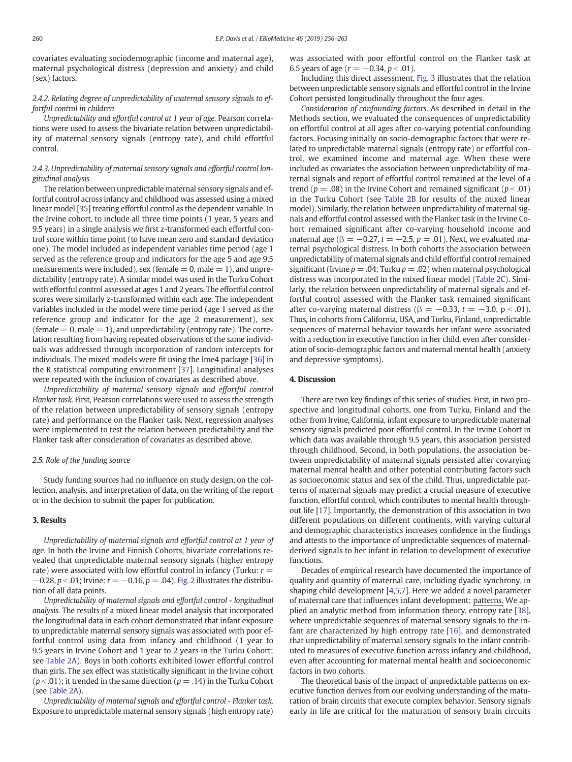covariates evaluating sociodemographic (income and maternal age), maternal psychological distress (depression and anxiety) and child (sex) factors.

#### 2.4.2. Relating degree of unpredictability of maternal sensory signals to effortful control in children

*Unpredictability and effortful control at 1 year of age.* Pearson correlations were used to assess the bivariate relation between unpredictability of maternal sensory signals (entropy rate), and child effortful control.

#### 2.4.3. Unpredictability of maternal sensory signals and effortful control longitudinal analysis

The relation between unpredictable maternal sensory signals and effortful control across infancy and childhood was assessed using a mixed linear model [35] treating effortful control as the dependent variable. In the Irvine cohort, to include all three time points (1 year, 5 years and 9.5 years) in a single analysis we first z-transformed each effortful control score within time point (to have mean zero and standard deviation one). The model included as independent variables time period (age 1 served as the reference group and indicators for the age 5 and age 9.5 measurements were included), sex (female = 0, male = 1), and unpredictability (entropy rate). A similar model was used in the Turku Cohort with effortful control assessed at ages 1 and 2 years. The effortful control scores were similarly z-transformed within each age. The independent variables included in the model were time period (age 1 served as the reference group and indicator for the age 2 measurement), sex (female = 0, male = 1), and unpredictability (entropy rate). The correlation resulting from having repeated observations of the same individuals was addressed through incorporation of random intercepts for individuals. The mixed models were fit using the lme4 package [36] in the R statistical computing environment [37]. Longitudinal analyses were repeated with the inclusion of covariates as described above.

*Unpredictability of maternal sensory signals and effortful control Flanker task.* First, Pearson correlations were used to assess the strength of the relation between unpredictability of sensory signals (entropy rate) and performance on the Flanker task. Next, regression analyses were implemented to test the relation between predictability and the Flanker task after consideration of covariates as described above.

### 2.5. Role of the funding source

Study funding sources had no influence on study design, on the collection, analysis, and interpretation of data, on the writing of the report or in the decision to submit the paper for publication.

## 3. Results

*Unpredictability of maternal signals and effortful control at 1 year of age.* In both the Irvine and Finnish Cohorts, bivariate correlations revealed that unpredictable maternal sensory signals (higher entropy rate) were associated with low effortful control in infancy (Turku: $r = -0.28$, $p < .01$; Irvine: $r = -0.16$, $p = .04$). Fig. 2 illustrates the distribution of all data points.

*Unpredictability of maternal signals and effortful control - longitudinal analysis.* The results of a mixed linear model analysis that incorporated the longitudinal data in each cohort demonstrated that infant exposure to unpredictable maternal sensory signals was associated with poor effortful control using data from infancy and childhood (1 year to 9.5 years in Irvine Cohort and 1 year to 2 years in the Turku Cohort; see Table 2A). Boys in both cohorts exhibited lower effortful control than girls. The sex effect was statistically significant in the Irvine cohort ($p < .01$); it trended in the same direction ($p = .14$) in the Turku Cohort (see Table 2A).

*Unpredictability of maternal signals and effortful control - Flanker task.* Exposure to unpredictable maternal sensory signals (high entropy rate) was associated with poor effortful control on the Flanker task at 6.5 years of age ($r = -0.34$, $p < .01$).

Including this direct assessment, Fig. 3 illustrates that the relation between unpredictable sensory signals and effortful control in the Irvine Cohort persisted longitudinally throughout the four ages.

*Consideration of confounding factors.* As described in detail in the Methods section, we evaluated the consequences of unpredictability on effortful control at all ages after co-varying potential confounding factors. Focusing initially on socio-demographic factors that were related to unpredictable maternal signals (entropy rate) or effortful control, we examined income and maternal age. When these were included as covariates the association between unpredictability of maternal signals and report of effortful control remained at the level of a trend ($p = .08$) in the Irvine Cohort and remained significant ($p < .01$) in the Turku Cohort (see Table 2B for results of the mixed linear model). Similarly, the relation between unpredictability of maternal signals and effortful control assessed with the Flanker task in the Irvine Cohort remained significant after co-varying household income and maternal age ($\beta = -0.27$, $t = -2.5$, $p = .01$). Next, we evaluated maternal psychological distress. In both cohorts the association between unpredictability of maternal signals and child effortful control remained significant (Irvine $p = .04$; Turku $p = .02$) when maternal psychological distress was incorporated in the mixed linear model (Table 2C). Similarly, the relation between unpredictability of maternal signals and effortful control assessed with the Flanker task remained significant after co-varying maternal distress ($\beta = -0.33$, $t = -3.0$, $p < .01$). Thus, in cohorts from California, USA, and Turku, Finland, unpredictable sequences of maternal behavior towards her infant were associated with a reduction in executive function in her child, even after consideration of socio-demographic factors and maternal mental health (anxiety and depressive symptoms).

## 4. Discussion

There are two key findings of this series of studies. First, in two prospective and longitudinal cohorts, one from Turku, Finland and the other from Irvine, California, infant exposure to unpredictable maternal sensory signals predicted poor effortful control. In the Irvine Cohort in which data was available through 9.5 years, this association persisted through childhood. Second, in both populations, the association between unpredictability of maternal signals persisted after covarying maternal mental health and other potential contributing factors such as socioeconomic status and sex of the child. Thus, unpredictable patterns of maternal signals may predict a crucial measure of executive function, effortful control, which contributes to mental health throughout life [17]. Importantly, the demonstration of this association in two different populations on different continents, with varying cultural and demographic characteristics increases confidence in the findings and attests to the importance of unpredictable sequences of maternal-derived signals to her infant in relation to development of executive functions.

Decades of empirical research have documented the importance of quality and quantity of maternal care, including dyadic synchrony, in shaping child development [4,5,7]. Here we added a novel parameter of maternal care that influences infant development: patterns. We applied an analytic method from information theory, entropy rate [38], where unpredictable sequences of maternal sensory signals to the infant are characterized by high entropy rate [16], and demonstrated that unpredictability of maternal sensory signals to the infant contributed to measures of executive function across infancy and childhood, even after accounting for maternal mental health and socioeconomic factors in two cohorts.

The theoretical basis of the impact of unpredictable patterns on executive function derives from our evolving understanding of the maturation of brain circuits that execute complex behavior. Sensory signals early in life are critical for the maturation of sensory brain circuits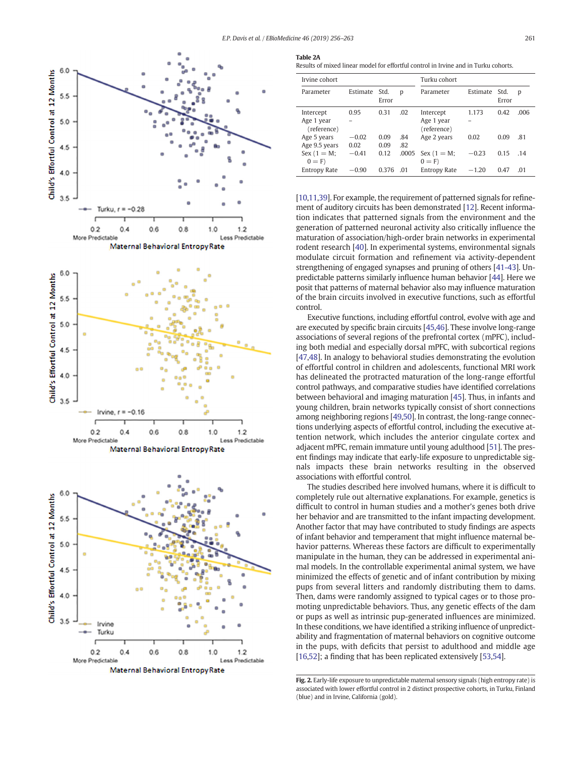Child's Effortful Control at 12 Months
6.0
5.5
5.0
4.5
4.0
3.5
Turku, r = −0.28
0.2 0.4 0.6 0.8 1.0 1.2
More Predictable
Less Predictable
Maternal Behavioral Entropy Rate

Child's Effortful Control at 12 Months
6.0
5.5
5.0
4.5
4.0
3.5
Irvine, r = −0.16
0.2 0.4 0.6 0.8 1.0 1.2
More Predictable
Less Predictable
Maternal Behavioral Entropy Rate

Child's Effortful Control at 12 Months
6.0
5.5
5.0
4.5
4.0
3.5
Irvine
Turku
0.2 0.4 0.6 0.8 1.0 1.2
More Predictable
Less Predictable
Maternal Behavioral Entropy Rate

**Fig. 2.** Early-life exposure to unpredictable maternal sensory signals (high entropy rate) is associated with lower effortful control in 2 distinct prospective cohorts, in Turku, Finland (blue) and in Irvine, California (gold).

**Table 2A**
Results of mixed linear model for effortful control in Irvine and in Turku cohorts.

| Irvine cohort | | | | Turku cohort | | | |
|---|---|---|---|---|---|---|---|
| Parameter | Estimate | Std. Error | p | Parameter | Estimate | Std. Error | p |
| Intercept | 0.95 | 0.31 | .02 | Intercept | 1.173 | 0.42 | .006 |
| Age 1 year (reference) | – | | | Age 1 year (reference) | – | | |
| Age 5 years | −0.02 | 0.09 | .84 | Age 2 years | 0.02 | 0.09 | .81 |
| Age 9.5 years | 0.02 | 0.09 | .82 | | | | |
| Sex (1 = M; 0 = F) | −0.41 | 0.12 | .0005 | Sex (1 = M; 0 = F) | −0.23 | 0.15 | .14 |
| Entropy Rate | −0.90 | 0.376 | .01 | Entropy Rate | −1.20 | 0.47 | .01 |

[10,11,39]. For example, the requirement of patterned signals for refinement of auditory circuits has been demonstrated [12]. Recent information indicates that patterned signals from the environment and the generation of patterned neuronal activity also critically influence the maturation of association/high-order brain networks in experimental rodent research [40]. In experimental systems, environmental signals modulate circuit formation and refinement via activity-dependent strengthening of engaged synapses and pruning of others [41-43]. Unpredictable patterns similarly influence human behavior [44]. Here we posit that patterns of maternal behavior also may influence maturation of the brain circuits involved in executive functions, such as effortful control.

Executive functions, including effortful control, evolve with age and are executed by specific brain circuits [45,46]. These involve long-range associations of several regions of the prefrontal cortex (mPFC), including both medial and especially dorsal mPFC, with subcortical regions [47,48]. In analogy to behavioral studies demonstrating the evolution of effortful control in children and adolescents, functional MRI work has delineated the protracted maturation of the long-range effortful control pathways, and comparative studies have identified correlations between behavioral and imaging maturation [45]. Thus, in infants and young children, brain networks typically consist of short connections among neighboring regions [49,50]. In contrast, the long-range connections underlying aspects of effortful control, including the executive attention network, which includes the anterior cingulate cortex and adjacent mPFC, remain immature until young adulthood [51]. The present findings may indicate that early-life exposure to unpredictable signals impacts these brain networks resulting in the observed associations with effortful control.

The studies described here involved humans, where it is difficult to completely rule out alternative explanations. For example, genetics is difficult to control in human studies and a mother's genes both drive her behavior and are transmitted to the infant impacting development. Another factor that may have contributed to study findings are aspects of infant behavior and temperament that might influence maternal behavior patterns. Whereas these factors are difficult to experimentally manipulate in the human, they can be addressed in experimental animal models. In the controllable experimental animal system, we have minimized the effects of genetic and of infant contribution by mixing pups from several litters and randomly distributing them to dams. Then, dams were randomly assigned to typical cages or to those promoting unpredictable behaviors. Thus, any genetic effects of the dam or pups as well as intrinsic pup-generated influences are minimized. In these conditions, we have identified a striking influence of unpredictability and fragmentation of maternal behaviors on cognitive outcome in the pups, with deficits that persist to adulthood and middle age [16,52]; a finding that has been replicated extensively [53,54].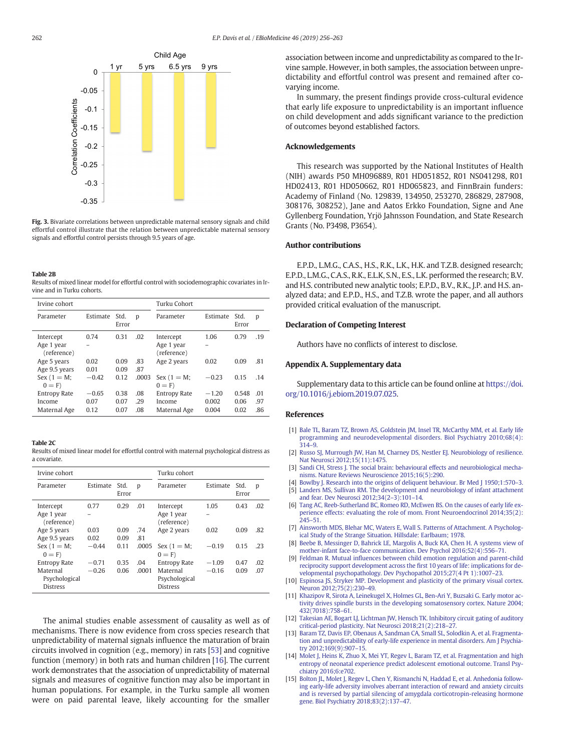Fig. 3. Bivariate correlations between unpredictable maternal sensory signals and child effortful control illustrate that the relation between unpredictable maternal sensory signals and effortful control persists through 9.5 years of age.

**Table 2B**
Results of mixed linear model for effortful control with sociodemographic covariates in Irvine and in Turku cohorts.

| Irvine cohort | | | | Turku Cohort | | | |
|---|---|---|---|---|---|---|---|
| Parameter | Estimate | Std. Error | p | Parameter | Estimate | Std. Error | p |
| Intercept | 0.74 | 0.31 | .02 | Intercept | 1.06 | 0.79 | .19 |
| Age 1 year (reference) | – | | | Age 1 year (reference) | – | | |
| Age 5 years | 0.02 | 0.09 | .83 | Age 2 years | 0.02 | 0.09 | .81 |
| Age 9.5 years | 0.01 | 0.09 | .87 | | | | |
| Sex (1 = M; 0 = F) | −0.42 | 0.12 | .0003 | Sex (1 = M; 0 = F) | −0.23 | 0.15 | .14 |
| Entropy Rate | −0.65 | 0.38 | .08 | Entropy Rate | −1.20 | 0.548 | .01 |
| Income | 0.07 | 0.07 | .29 | Income | 0.002 | 0.06 | .97 |
| Maternal Age | 0.12 | 0.07 | .08 | Maternal Age | 0.004 | 0.02 | .86 |

**Table 2C**
Results of mixed linear model for effortful control with maternal psychological distress as a covariate.

| Irvine cohort | | | | Turku cohort | | | |
|---|---|---|---|---|---|---|---|
| Parameter | Estimate | Std. Error | p | Parameter | Estimate | Std. Error | p |
| Intercept | 0.77 | 0.29 | .01 | Intercept | 1.05 | 0.43 | .02 |
| Age 1 year (reference) | – | | | Age 1 year (reference) | – | | |
| Age 5 years | 0.03 | 0.09 | .74 | Age 2 years | 0.02 | 0.09 | .82 |
| Age 9.5 years | 0.02 | 0.09 | .81 | | | | |
| Sex (1 = M; 0 = F) | −0.44 | 0.11 | .0005 | Sex (1 = M; 0 = F) | −0.19 | 0.15 | .23 |
| Entropy Rate | −0.71 | 0.35 | .04 | Entropy Rate | −1.09 | 0.47 | .02 |
| Maternal Psychological Distress | −0.26 | 0.06 | .0001 | Maternal Psychological Distress | −0.16 | 0.09 | .07 |

The animal studies enable assessment of causality as well as of mechanisms. There is now evidence from cross species research that unpredictability of maternal signals influence the maturation of brain circuits involved in cognition (e.g., memory) in rats [53] and cognitive function (memory) in both rats and human children [16]. The current work demonstrates that the association of unpredictability of maternal signals and measures of cognitive function may also be important in human populations. For example, in the Turku sample all women were on paid parental leave, likely accounting for the smaller association between income and unpredictability as compared to the Irvine sample. However, in both samples, the association between unpredictability and effortful control was present and remained after covarying income.

In summary, the present findings provide cross-cultural evidence that early life exposure to unpredictability is an important influence on child development and adds significant variance to the prediction of outcomes beyond established factors.

## Acknowledgements

This research was supported by the National Institutes of Health (NIH) awards P50 MH096889, R01 HD051852, R01 NS041298, R01 HD02413, R01 HD050662, R01 HD065823, and FinnBrain funders: Academy of Finland (No. 129839, 134950, 253270, 286829, 287908, 308176, 308252), Jane and Aatos Erkko Foundation, Signe and Ane Gyllenberg Foundation, Yrjö Jahnsson Foundation, and State Research Grants (No. P3498, P3654).

## Author contributions

E.P.D., L.M.G., C.A.S., H.S., R.K., L.K., H.K. and T.Z.B. designed research; E.P.D., L.M.G., C.A.S., R.K., E.L.K, S.N., E.S., L.K. performed the research; B.V. and H.S. contributed new analytic tools; E.P.D., H.S., R.K., J.P. and H.S. analyzed data; and E.P.D., H.S., and T.Z.B. wrote the paper, and all authors provided critical evaluation of the manuscript.

## Declaration of Competing Interest

Authors have no conflicts of interest to disclose.

## Appendix A. Supplementary data

Supplementary data to this article can be found online at https://doi.org/10.1016/j.ebiom.2019.07.025.

## References

[1] Bale TL, Baram TZ, Brown AS, Goldstein JM, Insel TR, McCarthy MM, et al. Early life programming and neurodevelopmental disorders. Biol Psychiatry 2010;68(4):314–9.
[2] Russo SJ, Murrough JW, Han M, Charney DS, Nestler EJ. Neurobiology of resilience. Nat Neurosci 2012;15(11):1475.
[3] Sandi CH, Stress J. The social brain: behavioural effects and neurobiological mechanisms. Nature Reviews Neuroscience 2015;16(5):290.
[4] Bowlby J. Research into the origins of deliquent behaviour. Br Med J 1950;1:570–3.
[5] Landers MS, Sullivan RM. The development and neurobiology of infant attachment and fear. Dev Neurosci 2012;34(2–3):101–14.
[6] Tang AC, Reeb-Sutherland BC, Romeo RD, McEwen BS. On the causes of early life experience effects: evaluating the role of mom. Front Neuroendocrinol 2014;35(2):245–51.
[7] Ainsworth MDS, Blehar MC, Waters E, Wall S. Patterns of Attachment. A Psychological Study of the Strange Situation. Hillsdale: Earlbaum; 1978.
[8] Beebe B, Messinger D, Bahrick LE, Margolis A, Buck KA, Chen H. A systems view of mother-infant face-to-face communication. Dev Psychol 2016;52(4):556–71.
[9] Feldman R. Mutual influences between child emotion regulation and parent-child reciprocity support development across the first 10 years of life: implications for developmental psychopathology. Dev Psychopathol 2015;27(4 Pt 1):1007–23.
[10] Espinosa JS, Stryker MP. Development and plasticity of the primary visual cortex. Neuron 2012;75(2):230–49.
[11] Khazipov R, Sirota A, Leinekugel X, Holmes GL, Ben-Ari Y, Buzsaki G. Early motor activity drives spindle bursts in the developing somatosensory cortex. Nature 2004;432(7018):758–61.
[12] Takesian AE, Bogart LJ, Lichtman JW, Hensch TK. Inhibitory circuit gating of auditory critical-period plasticity. Nat Neurosci 2018;21(2):218–27.
[13] Baram TZ, Davis EP, Obenaus A, Sandman CA, Small SL, Solodkin A, et al. Fragmentation and unpredictability of early-life experience in mental disorders. Am J Psychiatry 2012;169(9):907–15.
[14] Molet J, Heins K, Zhuo X, Mei YT, Regev L, Baram TZ, et al. Fragmentation and high entropy of neonatal experience predict adolescent emotional outcome. Transl Psychiatry 2016;6:e702.
[15] Bolton JL, Molet J, Regev L, Chen Y, Rismanchi N, Haddad E, et al. Anhedonia following early-life adversity involves aberrant interaction of reward and anxiety circuits and is reversed by partial silencing of amygdala corticotropin-releasing hormone gene. Biol Psychiatry 2018;83(2):137–47.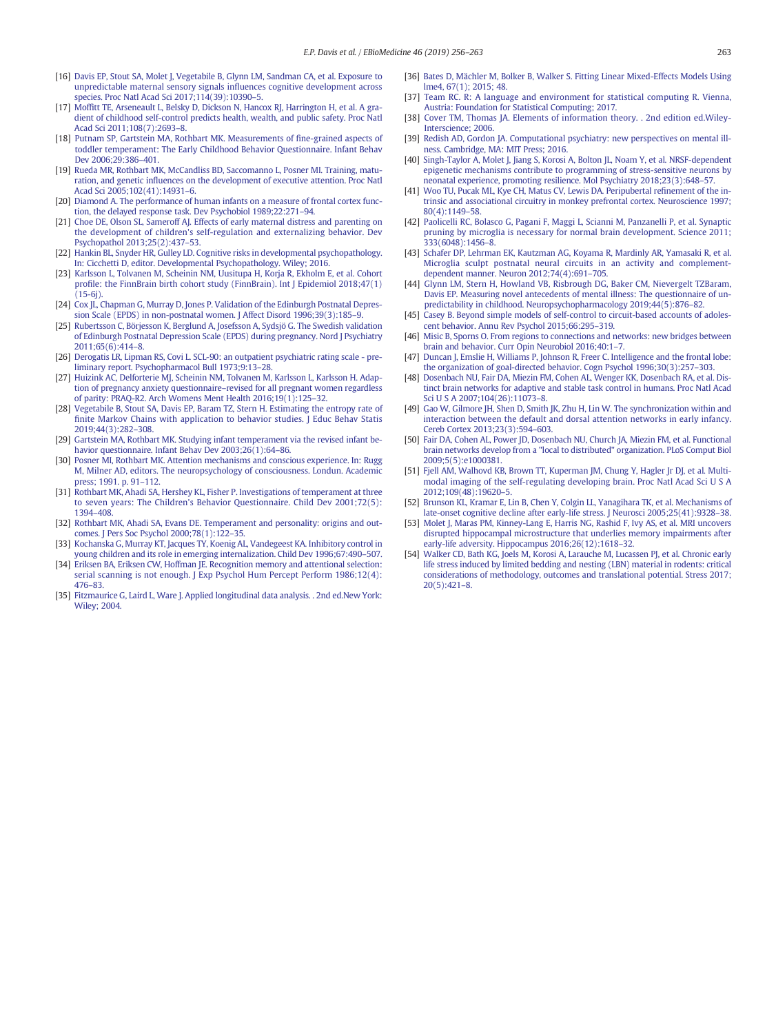[16] Davis EP, Stout SA, Molet J, Vegetabile B, Glynn LM, Sandman CA, et al. Exposure to unpredictable maternal sensory signals influences cognitive development across species. Proc Natl Acad Sci 2017;114(39):10390–5.

[17] Moffitt TE, Arseneault L, Belsky D, Dickson N, Hancox RJ, Harrington H, et al. A gradient of childhood self-control predicts health, wealth, and public safety. Proc Natl Acad Sci 2011;108(7):2693–8.

[18] Putnam SP, Gartstein MA, Rothbart MK. Measurements of fine-grained aspects of toddler temperament: The Early Childhood Behavior Questionnaire. Infant Behav Dev 2006;29:386–401.

[19] Rueda MR, Rothbart MK, McCandliss BD, Saccomanno L, Posner MI. Training, maturation, and genetic influences on the development of executive attention. Proc Natl Acad Sci 2005;102(41):14931–6.

[20] Diamond A. The performance of human infants on a measure of frontal cortex function, the delayed response task. Dev Psychobiol 1989;22:271–94.

[21] Choe DE, Olson SL, Sameroff AJ. Effects of early maternal distress and parenting on the development of children's self-regulation and externalizing behavior. Dev Psychopathol 2013;25(2):437–53.

[22] Hankin BL, Snyder HR, Gulley LD. Cognitive risks in developmental psychopathology. In: Cicchetti D, editor. Developmental Psychopathology. Wiley; 2016.

[23] Karlsson L, Tolvanen M, Scheinin NM, Uusitupa H, Korja R, Ekholm E, et al. Cohort profile: the FinnBrain birth cohort study (FinnBrain). Int J Epidemiol 2018;47(1)(15-6j).

[24] Cox JL, Chapman G, Murray D, Jones P. Validation of the Edinburgh Postnatal Depression Scale (EPDS) in non-postnatal women. J Affect Disord 1996;39(3):185–9.

[25] Rubertsson C, Börjesson K, Berglund A, Josefsson A, Sydsjö G. The Swedish validation of Edinburgh Postnatal Depression Scale (EPDS) during pregnancy. Nord J Psychiatry 2011;65(6):414–8.

[26] Derogatis LR, Lipman RS, Covi L. SCL-90: an outpatient psychiatric rating scale - preliminary report. Psychopharmacol Bull 1973;9:13–28.

[27] Huizink AC, Delforterie MJ, Scheinin NM, Tolvanen M, Karlsson L, Karlsson H. Adaption of pregnancy anxiety questionnaire–revised for all pregnant women regardless of parity: PRAQ-R2. Arch Womens Ment Health 2016;19(1):125–32.

[28] Vegetabile B, Stout SA, Davis EP, Baram TZ, Stern H. Estimating the entropy rate of finite Markov Chains with application to behavior studies. J Educ Behav Statis 2019;44(3):282–308.

[29] Gartstein MA, Rothbart MK. Studying infant temperament via the revised infant behavior questionnaire. Infant Behav Dev 2003;26(1):64–86.

[30] Posner MI, Rothbart MK. Attention mechanisms and conscious experience. In: Rugg M, Milner AD, editors. The neuropsychology of consciousness. Londun. Academic press; 1991. p. 91–112.

[31] Rothbart MK, Ahadi SA, Hershey KL, Fisher P. Investigations of temperament at three to seven years: The Children's Behavior Questionnaire. Child Dev 2001;72(5): 1394–408.

[32] Rothbart MK, Ahadi SA, Evans DE. Temperament and personality: origins and outcomes. J Pers Soc Psychol 2000;78(1):122–35.

[33] Kochanska G, Murray KT, Jacques TY, Koenig AL, Vandegeest KA. Inhibitory control in young children and its role in emerging internalization. Child Dev 1996;67:490–507.

[34] Eriksen BA, Eriksen CW, Hoffman JE. Recognition memory and attentional selection: serial scanning is not enough. J Exp Psychol Hum Percept Perform 1986;12(4): 476–83.

[35] Fitzmaurice G, Laird L, Ware J. Applied longitudinal data analysis. . 2nd ed.New York: Wiley; 2004.

[36] Bates D, Mächler M, Bolker B, Walker S. Fitting Linear Mixed-Effects Models Using lme4, 67(1); 2015; 48.

[37] Team RC. R: A language and environment for statistical computing R. Vienna, Austria: Foundation for Statistical Computing; 2017.

[38] Cover TM, Thomas JA. Elements of information theory. . 2nd edition ed.Wiley-Interscience; 2006.

[39] Redish AD, Gordon JA. Computational psychiatry: new perspectives on mental illness. Cambridge, MA: MIT Press; 2016.

[40] Singh-Taylor A, Molet J, Jiang S, Korosi A, Bolton JL, Noam Y, et al. NRSF-dependent epigenetic mechanisms contribute to programming of stress-sensitive neurons by neonatal experience, promoting resilience. Mol Psychiatry 2018;23(3):648–57.

[41] Woo TU, Pucak ML, Kye CH, Matus CV, Lewis DA. Peripubertal refinement of the intrinsic and associational circuitry in monkey prefrontal cortex. Neuroscience 1997; 80(4):1149–58.

[42] Paolicelli RC, Bolasco G, Pagani F, Maggi L, Scianni M, Panzanelli P, et al. Synaptic pruning by microglia is necessary for normal brain development. Science 2011; 333(6048):1456–8.

[43] Schafer DP, Lehrman EK, Kautzman AG, Koyama R, Mardinly AR, Yamasaki R, et al. Microglia sculpt postnatal neural circuits in an activity and complement-dependent manner. Neuron 2012;74(4):691–705.

[44] Glynn LM, Stern H, Howland VB, Risbrough DG, Baker CM, Nievergelt TZBaram, Davis EP. Measuring novel antecedents of mental illness: The questionnaire of unpredictability in childhood. Neuropsychopharmacology 2019;44(5):876–82.

[45] Casey B. Beyond simple models of self-control to circuit-based accounts of adolescent behavior. Annu Rev Psychol 2015;66:295–319.

[46] Misic B, Sporns O. From regions to connections and networks: new bridges between brain and behavior. Curr Opin Neurobiol 2016;40:1–7.

[47] Duncan J, Emslie H, Williams P, Johnson R, Freer C. Intelligence and the frontal lobe: the organization of goal-directed behavior. Cogn Psychol 1996;30(3):257–303.

[48] Dosenbach NU, Fair DA, Miezin FM, Cohen AL, Wenger KK, Dosenbach RA, et al. Distinct brain networks for adaptive and stable task control in humans. Proc Natl Acad Sci U S A 2007;104(26):11073–8.

[49] Gao W, Gilmore JH, Shen D, Smith JK, Zhu H, Lin W. The synchronization within and interaction between the default and dorsal attention networks in early infancy. Cereb Cortex 2013;23(3):594–603.

[50] Fair DA, Cohen AL, Power JD, Dosenbach NU, Church JA, Miezin FM, et al. Functional brain networks develop from a "local to distributed" organization. PLoS Comput Biol 2009;5(5):e1000381.

[51] Fjell AM, Walhovd KB, Brown TT, Kuperman JM, Chung Y, Hagler Jr DJ, et al. Multimodal imaging of the self-regulating developing brain. Proc Natl Acad Sci U S A 2012;109(48):19620–5.

[52] Brunson KL, Kramar E, Lin B, Chen Y, Colgin LL, Yanagihara TK, et al. Mechanisms of late-onset cognitive decline after early-life stress. J Neurosci 2005;25(41):9328–38.

[53] Molet J, Maras PM, Kinney-Lang E, Harris NG, Rashid F, Ivy AS, et al. MRI uncovers disrupted hippocampal microstructure that underlies memory impairments after early-life adversity. Hippocampus 2016;26(12):1618–32.

[54] Walker CD, Bath KG, Joels M, Korosi A, Larauche M, Lucassen PJ, et al. Chronic early life stress induced by limited bedding and nesting (LBN) material in rodents: critical considerations of methodology, outcomes and translational potential. Stress 2017; 20(5):421–8.